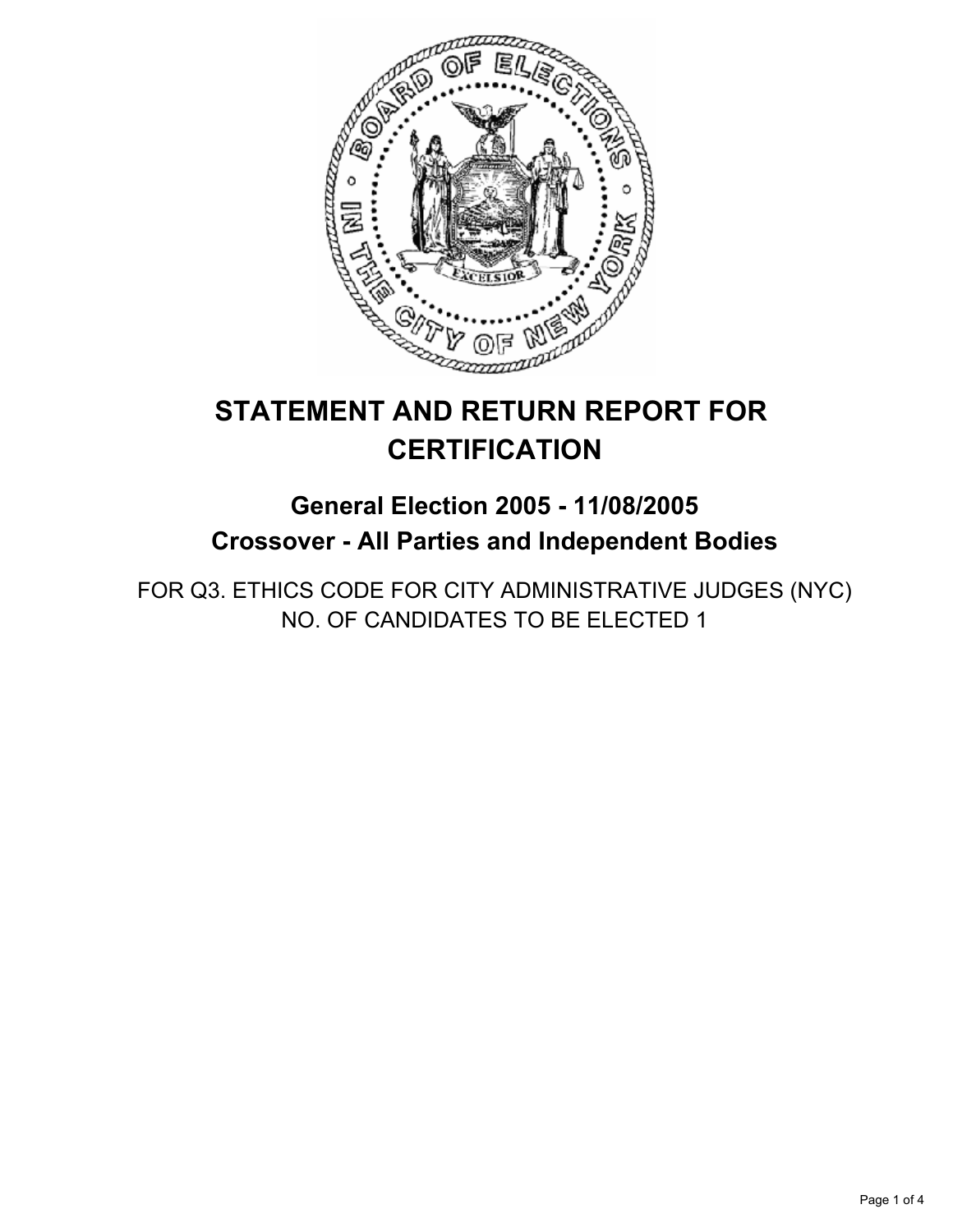# STATEMENT AND RETURN REPORT FOR CERTIFICATION

## General Election 2005 - 11/08/2005

## Crossover - All Parties and Independent Bodies

FOR Q3. ETHICS CODE FOR CITY ADMINISTRATIVE JUDGES (NYC)
NO. OF CANDIDATES TO BE ELECTED 1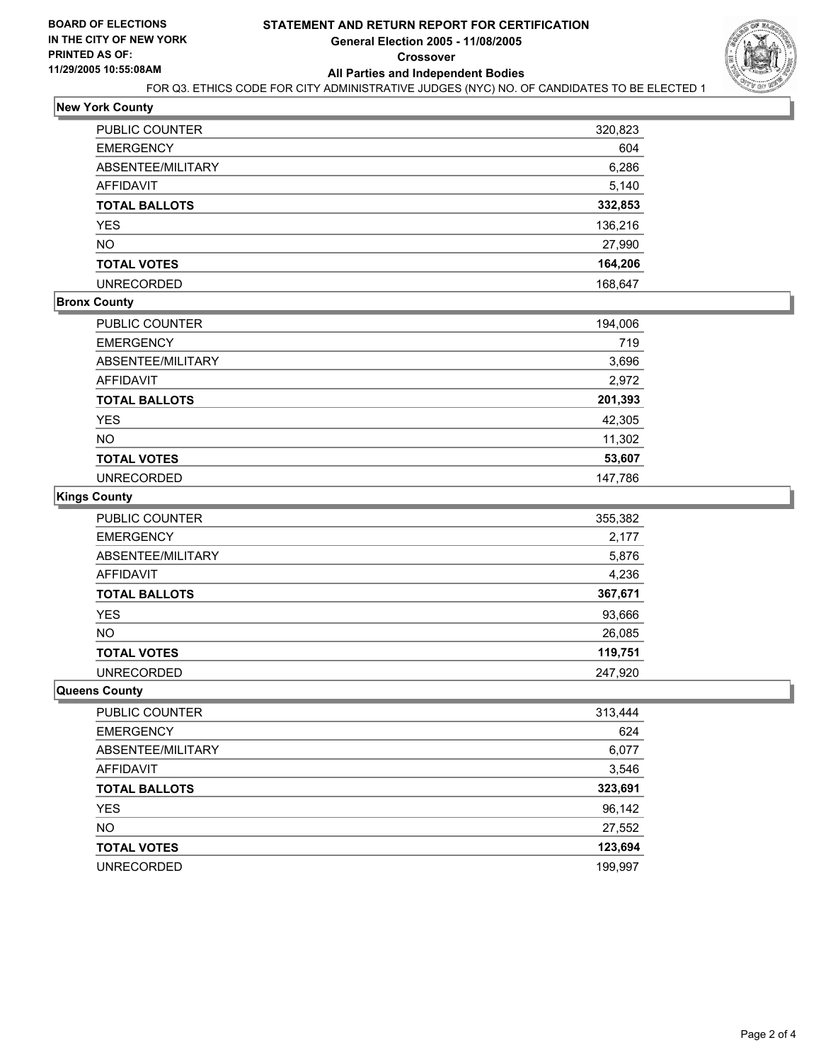**BOARD OF ELECTIONS IN THE CITY OF NEW YORK PRINTED AS OF: 11/29/2005 10:55:08AM**

# STATEMENT AND RETURN REPORT FOR CERTIFICATION
## General Election 2005 - 11/08/2005
### Crossover
### All Parties and Independent Bodies

FOR Q3. ETHICS CODE FOR CITY ADMINISTRATIVE JUDGES (NYC) NO. OF CANDIDATES TO BE ELECTED 1

**New York County**

| | |
|---|---|
| PUBLIC COUNTER | 320,823 |
| EMERGENCY | 604 |
| ABSENTEE/MILITARY | 6,286 |
| AFFIDAVIT | 5,140 |
| **TOTAL BALLOTS** | **332,853** |
| YES | 136,216 |
| NO | 27,990 |
| **TOTAL VOTES** | **164,206** |
| UNRECORDED | 168,647 |

**Bronx County**

| | |
|---|---|
| PUBLIC COUNTER | 194,006 |
| EMERGENCY | 719 |
| ABSENTEE/MILITARY | 3,696 |
| AFFIDAVIT | 2,972 |
| **TOTAL BALLOTS** | **201,393** |
| YES | 42,305 |
| NO | 11,302 |
| **TOTAL VOTES** | **53,607** |
| UNRECORDED | 147,786 |

**Kings County**

| | |
|---|---|
| PUBLIC COUNTER | 355,382 |
| EMERGENCY | 2,177 |
| ABSENTEE/MILITARY | 5,876 |
| AFFIDAVIT | 4,236 |
| **TOTAL BALLOTS** | **367,671** |
| YES | 93,666 |
| NO | 26,085 |
| **TOTAL VOTES** | **119,751** |
| UNRECORDED | 247,920 |

**Queens County**

| | |
|---|---|
| PUBLIC COUNTER | 313,444 |
| EMERGENCY | 624 |
| ABSENTEE/MILITARY | 6,077 |
| AFFIDAVIT | 3,546 |
| **TOTAL BALLOTS** | **323,691** |
| YES | 96,142 |
| NO | 27,552 |
| **TOTAL VOTES** | **123,694** |
| UNRECORDED | 199,997 |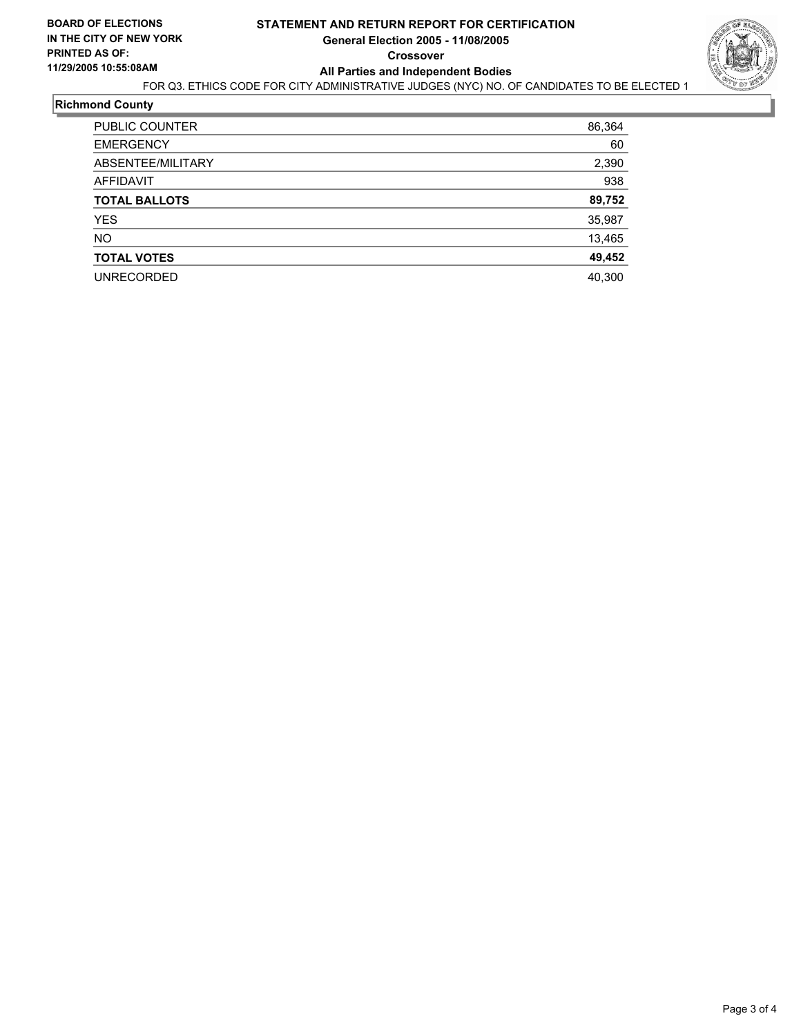**BOARD OF ELECTIONS IN THE CITY OF NEW YORK PRINTED AS OF: 11/29/2005 10:55:08AM**

# STATEMENT AND RETURN REPORT FOR CERTIFICATION
## General Election 2005 - 11/08/2005
## Crossover
## All Parties and Independent Bodies

FOR Q3. ETHICS CODE FOR CITY ADMINISTRATIVE JUDGES (NYC) NO. OF CANDIDATES TO BE ELECTED 1

### Richmond County

| | |
|---|---|
| PUBLIC COUNTER | 86,364 |
| EMERGENCY | 60 |
| ABSENTEE/MILITARY | 2,390 |
| AFFIDAVIT | 938 |
| **TOTAL BALLOTS** | **89,752** |
| YES | 35,987 |
| NO | 13,465 |
| **TOTAL VOTES** | **49,452** |
| UNRECORDED | 40,300 |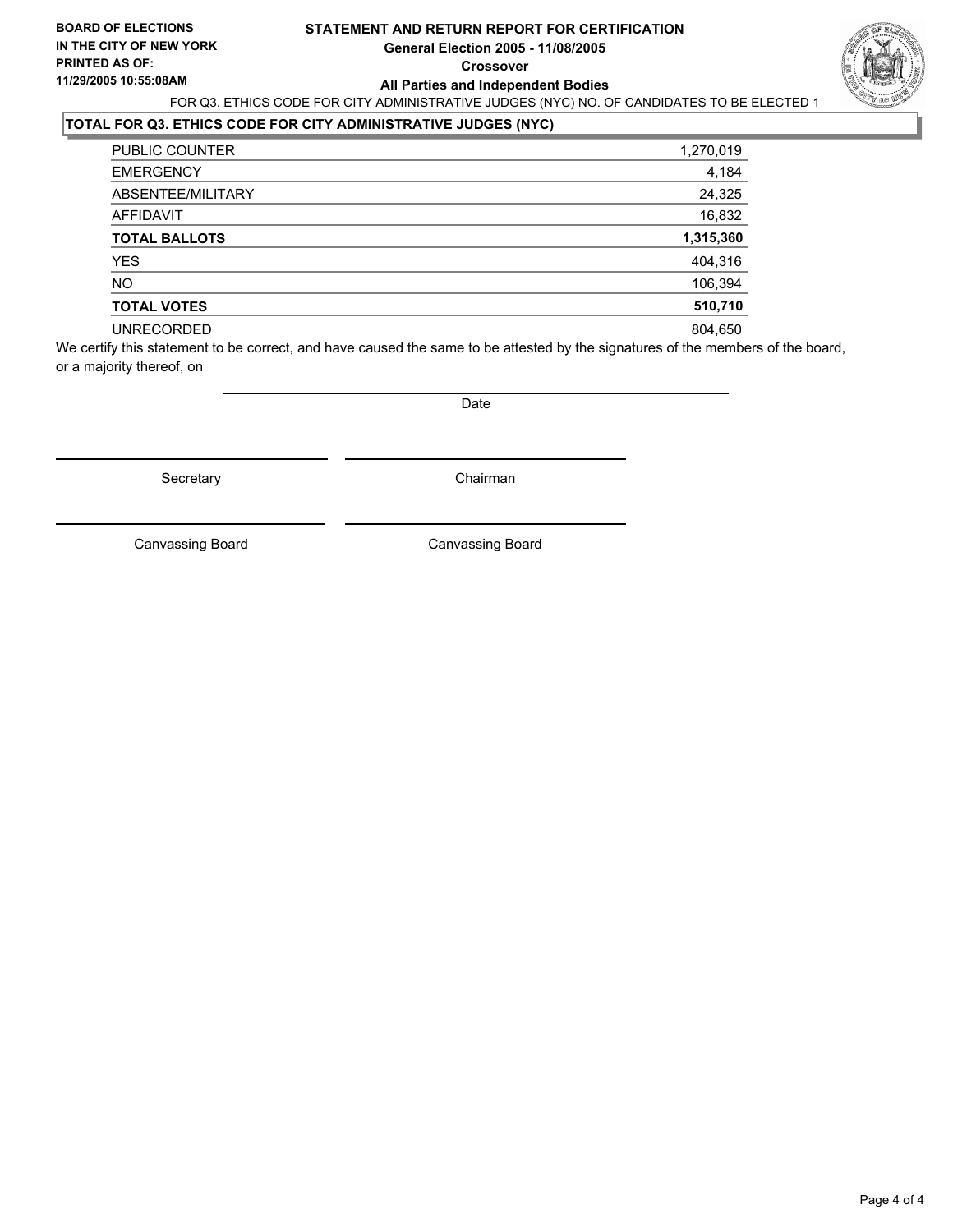**BOARD OF ELECTIONS IN THE CITY OF NEW YORK**
**PRINTED AS OF: 11/29/2005 10:55:08AM**

**STATEMENT AND RETURN REPORT FOR CERTIFICATION**
**General Election 2005 - 11/08/2005**
**Crossover**
**All Parties and Independent Bodies**

FOR Q3. ETHICS CODE FOR CITY ADMINISTRATIVE JUDGES (NYC) NO. OF CANDIDATES TO BE ELECTED 1

### TOTAL FOR Q3. ETHICS CODE FOR CITY ADMINISTRATIVE JUDGES (NYC)

| | |
|---|---:|
| PUBLIC COUNTER | 1,270,019 |
| EMERGENCY | 4,184 |
| ABSENTEE/MILITARY | 24,325 |
| AFFIDAVIT | 16,832 |
| **TOTAL BALLOTS** | **1,315,360** |
| YES | 404,316 |
| NO | 106,394 |
| **TOTAL VOTES** | **510,710** |
| UNRECORDED | 804,650 |

We certify this statement to be correct, and have caused the same to be attested by the signatures of the members of the board, or a majority thereof, on

Date

Secretary

Chairman

Canvassing Board

Canvassing Board